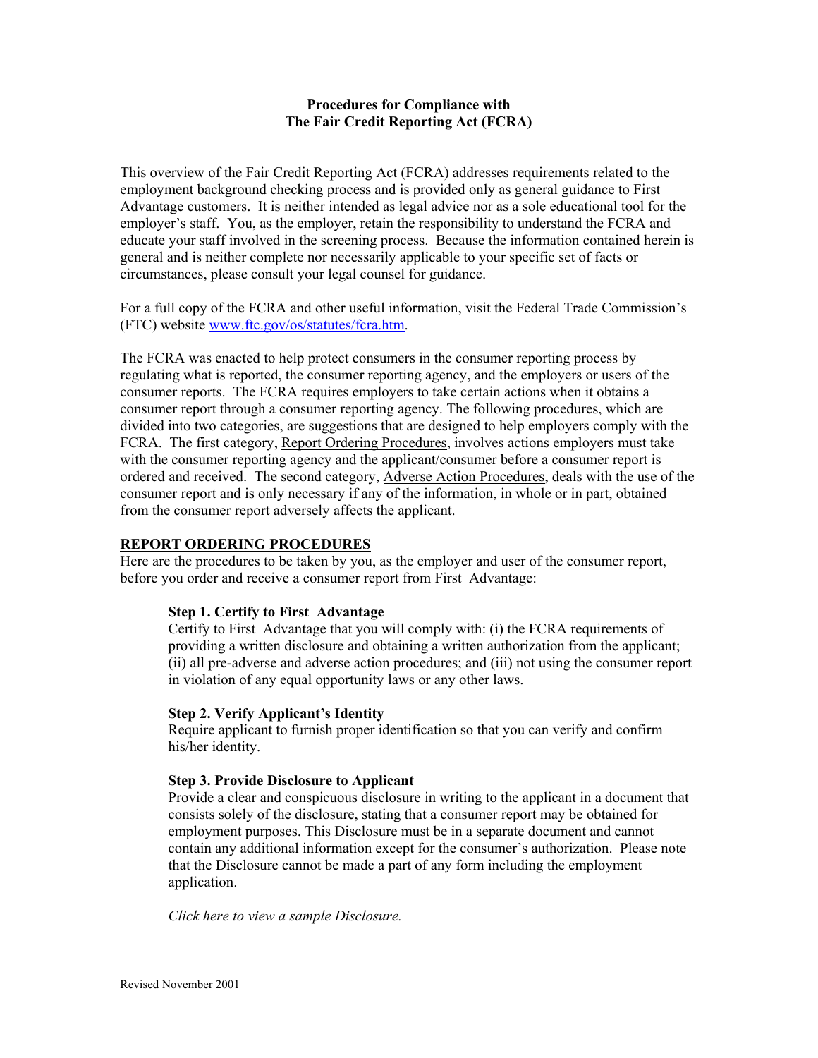**Procedures for Compliance with**
**The Fair Credit Reporting Act (FCRA)**

This overview of the Fair Credit Reporting Act (FCRA) addresses requirements related to the employment background checking process and is provided only as general guidance to First Advantage customers. It is neither intended as legal advice nor as a sole educational tool for the employer's staff. You, as the employer, retain the responsibility to understand the FCRA and educate your staff involved in the screening process. Because the information contained herein is general and is neither complete nor necessarily applicable to your specific set of facts or circumstances, please consult your legal counsel for guidance.

For a full copy of the FCRA and other useful information, visit the Federal Trade Commission's (FTC) website [www.ftc.gov/os/statutes/fcra.htm](www.ftc.gov/os/statutes/fcra.htm).

The FCRA was enacted to help protect consumers in the consumer reporting process by regulating what is reported, the consumer reporting agency, and the employers or users of the consumer reports. The FCRA requires employers to take certain actions when it obtains a consumer report through a consumer reporting agency. The following procedures, which are divided into two categories, are suggestions that are designed to help employers comply with the FCRA. The first category, <u>Report Ordering Procedures</u>, involves actions employers must take with the consumer reporting agency and the applicant/consumer before a consumer report is ordered and received. The second category, <u>Adverse Action Procedures</u>, deals with the use of the consumer report and is only necessary if any of the information, in whole or in part, obtained from the consumer report adversely affects the applicant.

## REPORT ORDERING PROCEDURES

Here are the procedures to be taken by you, as the employer and user of the consumer report, before you order and receive a consumer report from First Advantage:

### Step 1. Certify to First Advantage

Certify to First Advantage that you will comply with: (i) the FCRA requirements of providing a written disclosure and obtaining a written authorization from the applicant; (ii) all pre-adverse and adverse action procedures; and (iii) not using the consumer report in violation of any equal opportunity laws or any other laws.

### Step 2. Verify Applicant's Identity

Require applicant to furnish proper identification so that you can verify and confirm his/her identity.

### Step 3. Provide Disclosure to Applicant

Provide a clear and conspicuous disclosure in writing to the applicant in a document that consists solely of the disclosure, stating that a consumer report may be obtained for employment purposes. This Disclosure must be in a separate document and cannot contain any additional information except for the consumer's authorization. Please note that the Disclosure cannot be made a part of any form including the employment application.

*Click here to view a sample Disclosure.*

Revised November 2001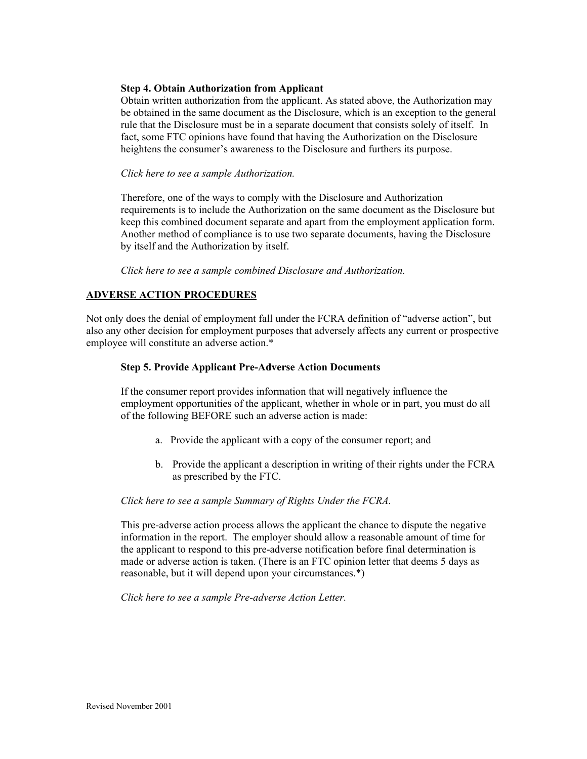**Step 4. Obtain Authorization from Applicant**

Obtain written authorization from the applicant. As stated above, the Authorization may be obtained in the same document as the Disclosure, which is an exception to the general rule that the Disclosure must be in a separate document that consists solely of itself. In fact, some FTC opinions have found that having the Authorization on the Disclosure heightens the consumer's awareness to the Disclosure and furthers its purpose.

*Click here to see a sample Authorization.*

Therefore, one of the ways to comply with the Disclosure and Authorization requirements is to include the Authorization on the same document as the Disclosure but keep this combined document separate and apart from the employment application form. Another method of compliance is to use two separate documents, having the Disclosure by itself and the Authorization by itself.

*Click here to see a sample combined Disclosure and Authorization.*

## ADVERSE ACTION PROCEDURES

Not only does the denial of employment fall under the FCRA definition of "adverse action", but also any other decision for employment purposes that adversely affects any current or prospective employee will constitute an adverse action.*

**Step 5. Provide Applicant Pre-Adverse Action Documents**

If the consumer report provides information that will negatively influence the employment opportunities of the applicant, whether in whole or in part, you must do all of the following BEFORE such an adverse action is made:

a. Provide the applicant with a copy of the consumer report; and

b. Provide the applicant a description in writing of their rights under the FCRA as prescribed by the FTC.

*Click here to see a sample Summary of Rights Under the FCRA.*

This pre-adverse action process allows the applicant the chance to dispute the negative information in the report. The employer should allow a reasonable amount of time for the applicant to respond to this pre-adverse notification before final determination is made or adverse action is taken. (There is an FTC opinion letter that deems 5 days as reasonable, but it will depend upon your circumstances.*)

*Click here to see a sample Pre-adverse Action Letter.*

Revised November 2001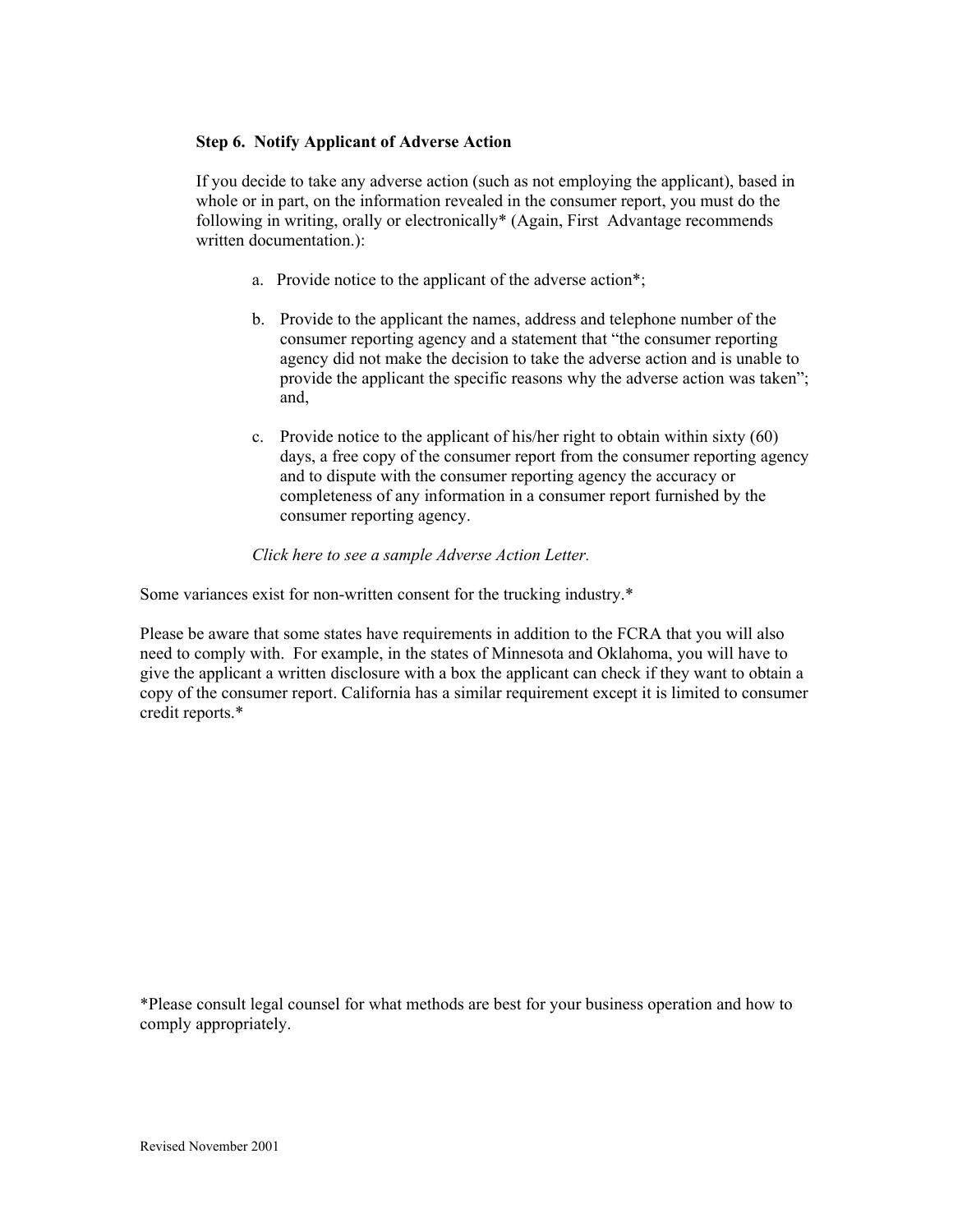**Step 6. Notify Applicant of Adverse Action**

If you decide to take any adverse action (such as not employing the applicant), based in whole or in part, on the information revealed in the consumer report, you must do the following in writing, orally or electronically* (Again, First Advantage recommends written documentation.):

a. Provide notice to the applicant of the adverse action*;

b. Provide to the applicant the names, address and telephone number of the consumer reporting agency and a statement that "the consumer reporting agency did not make the decision to take the adverse action and is unable to provide the applicant the specific reasons why the adverse action was taken"; and,

c. Provide notice to the applicant of his/her right to obtain within sixty (60) days, a free copy of the consumer report from the consumer reporting agency and to dispute with the consumer reporting agency the accuracy or completeness of any information in a consumer report furnished by the consumer reporting agency.

*Click here to see a sample Adverse Action Letter.*

Some variances exist for non-written consent for the trucking industry.*

Please be aware that some states have requirements in addition to the FCRA that you will also need to comply with. For example, in the states of Minnesota and Oklahoma, you will have to give the applicant a written disclosure with a box the applicant can check if they want to obtain a copy of the consumer report. California has a similar requirement except it is limited to consumer credit reports.*

*Please consult legal counsel for what methods are best for your business operation and how to comply appropriately.

Revised November 2001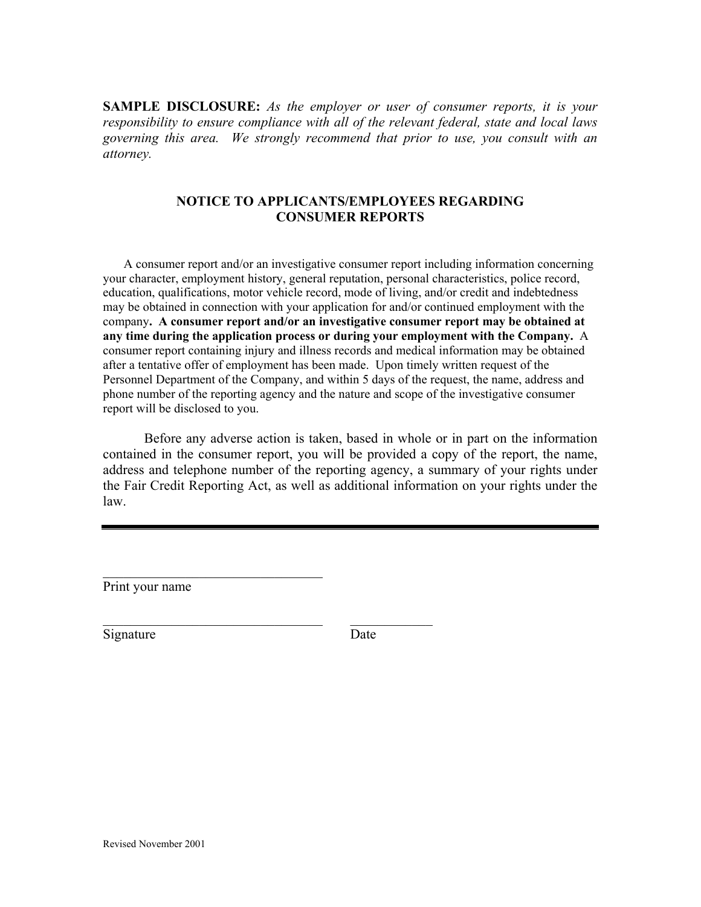**SAMPLE DISCLOSURE:** *As the employer or user of consumer reports, it is your responsibility to ensure compliance with all of the relevant federal, state and local laws governing this area. We strongly recommend that prior to use, you consult with an attorney.*

## NOTICE TO APPLICANTS/EMPLOYEES REGARDING CONSUMER REPORTS

A consumer report and/or an investigative consumer report including information concerning your character, employment history, general reputation, personal characteristics, police record, education, qualifications, motor vehicle record, mode of living, and/or credit and indebtedness may be obtained in connection with your application for and/or continued employment with the company**. A consumer report and/or an investigative consumer report may be obtained at any time during the application process or during your employment with the Company.** A consumer report containing injury and illness records and medical information may be obtained after a tentative offer of employment has been made. Upon timely written request of the Personnel Department of the Company, and within 5 days of the request, the name, address and phone number of the reporting agency and the nature and scope of the investigative consumer report will be disclosed to you.

Before any adverse action is taken, based in whole or in part on the information contained in the consumer report, you will be provided a copy of the report, the name, address and telephone number of the reporting agency, a summary of your rights under the Fair Credit Reporting Act, as well as additional information on your rights under the law.

---

_________________________________
Print your name

_________________________________ ____________
Signature Date

Revised November 2001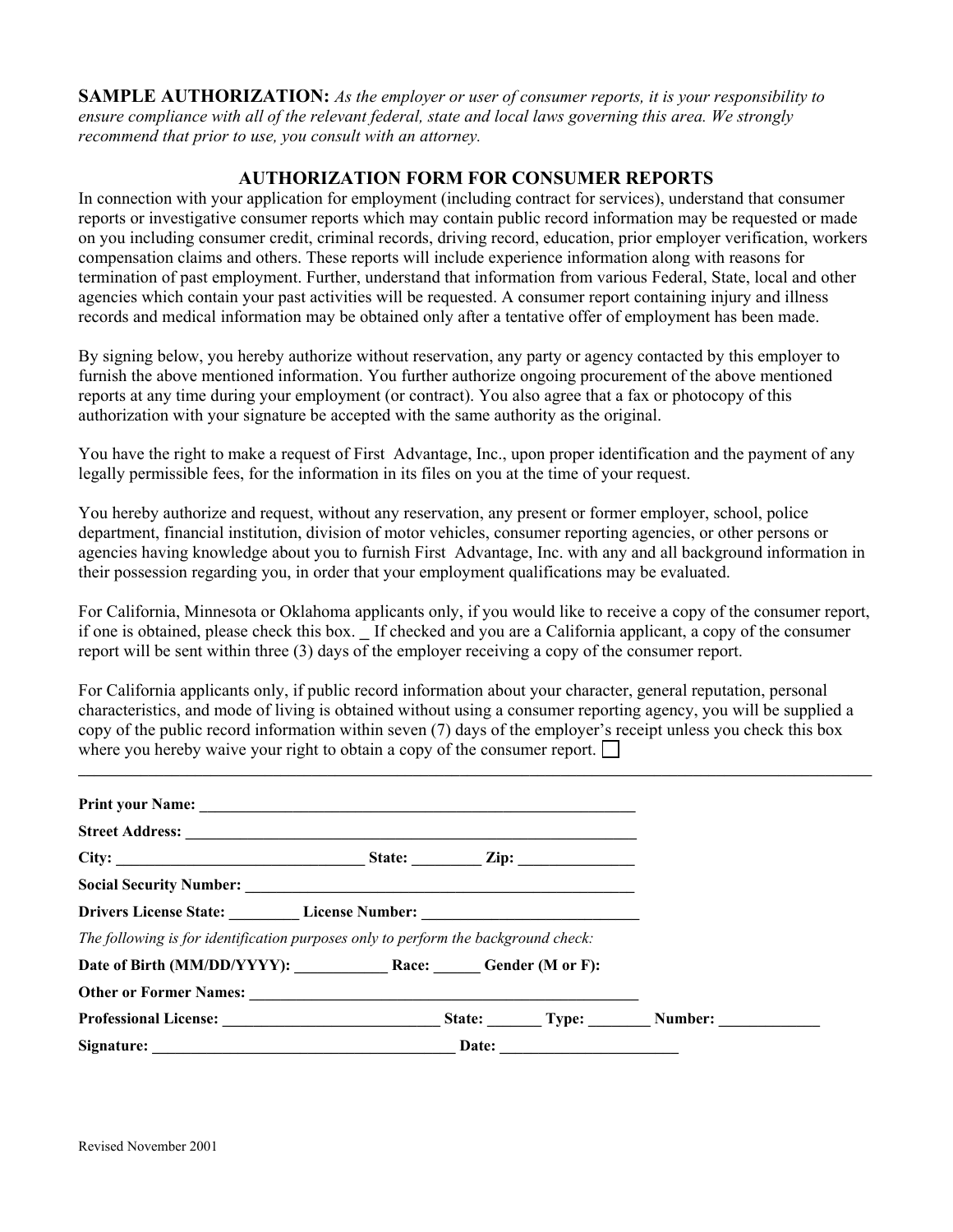**SAMPLE AUTHORIZATION:** *As the employer or user of consumer reports, it is your responsibility to ensure compliance with all of the relevant federal, state and local laws governing this area. We strongly recommend that prior to use, you consult with an attorney.*

## AUTHORIZATION FORM FOR CONSUMER REPORTS

In connection with your application for employment (including contract for services), understand that consumer reports or investigative consumer reports which may contain public record information may be requested or made on you including consumer credit, criminal records, driving record, education, prior employer verification, workers compensation claims and others. These reports will include experience information along with reasons for termination of past employment. Further, understand that information from various Federal, State, local and other agencies which contain your past activities will be requested. A consumer report containing injury and illness records and medical information may be obtained only after a tentative offer of employment has been made.

By signing below, you hereby authorize without reservation, any party or agency contacted by this employer to furnish the above mentioned information. You further authorize ongoing procurement of the above mentioned reports at any time during your employment (or contract). You also agree that a fax or photocopy of this authorization with your signature be accepted with the same authority as the original.

You have the right to make a request of First Advantage, Inc., upon proper identification and the payment of any legally permissible fees, for the information in its files on you at the time of your request.

You hereby authorize and request, without any reservation, any present or former employer, school, police department, financial institution, division of motor vehicles, consumer reporting agencies, or other persons or agencies having knowledge about you to furnish First Advantage, Inc. with any and all background information in their possession regarding you, in order that your employment qualifications may be evaluated.

For California, Minnesota or Oklahoma applicants only, if you would like to receive a copy of the consumer report, if one is obtained, please check this box. _ If checked and you are a California applicant, a copy of the consumer report will be sent within three (3) days of the employer receiving a copy of the consumer report.

For California applicants only, if public record information about your character, general reputation, personal characteristics, and mode of living is obtained without using a consumer reporting agency, you will be supplied a copy of the public record information within seven (7) days of the employer's receipt unless you check this box where you hereby waive your right to obtain a copy of the consumer report. ☐

---

**Print your Name:** ____________________________________________

**Street Address:** ____________________________________________

**City:** ______________________ **State:** ________ **Zip:** ____________

**Social Security Number:** ______________________________________

**Drivers License State:** ________ **License Number:** ______________________

*The following is for identification purposes only to perform the background check:*

**Date of Birth (MM/DD/YYYY):** ___________ **Race:** ______ **Gender (M or F):**

**Other or Former Names:** ______________________________________

**Professional License:** ______________________ **State:** ______ **Type:** _______ **Number:** ___________

**Signature:** ________________________________ **Date:** ____________________

Revised November 2001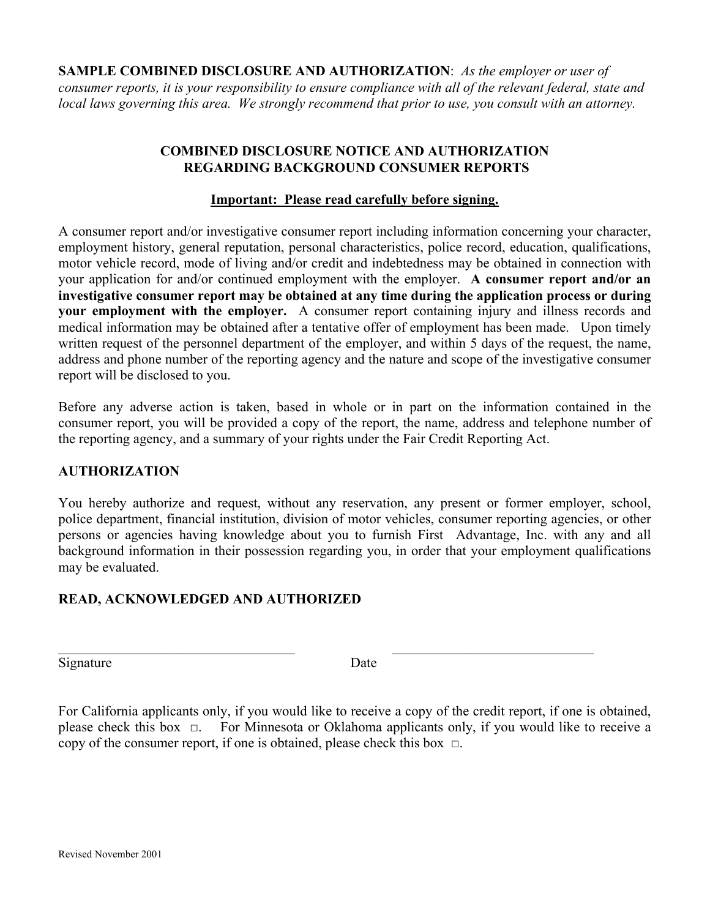**SAMPLE COMBINED DISCLOSURE AND AUTHORIZATION**: *As the employer or user of consumer reports, it is your responsibility to ensure compliance with all of the relevant federal, state and local laws governing this area. We strongly recommend that prior to use, you consult with an attorney.*

## COMBINED DISCLOSURE NOTICE AND AUTHORIZATION REGARDING BACKGROUND CONSUMER REPORTS

**Important: Please read carefully before signing.**

A consumer report and/or investigative consumer report including information concerning your character, employment history, general reputation, personal characteristics, police record, education, qualifications, motor vehicle record, mode of living and/or credit and indebtedness may be obtained in connection with your application for and/or continued employment with the employer. **A consumer report and/or an investigative consumer report may be obtained at any time during the application process or during your employment with the employer.** A consumer report containing injury and illness records and medical information may be obtained after a tentative offer of employment has been made. Upon timely written request of the personnel department of the employer, and within 5 days of the request, the name, address and phone number of the reporting agency and the nature and scope of the investigative consumer report will be disclosed to you.

Before any adverse action is taken, based in whole or in part on the information contained in the consumer report, you will be provided a copy of the report, the name, address and telephone number of the reporting agency, and a summary of your rights under the Fair Credit Reporting Act.

### AUTHORIZATION

You hereby authorize and request, without any reservation, any present or former employer, school, police department, financial institution, division of motor vehicles, consumer reporting agencies, or other persons or agencies having knowledge about you to furnish First Advantage, Inc. with any and all background information in their possession regarding you, in order that your employment qualifications may be evaluated.

### READ, ACKNOWLEDGED AND AUTHORIZED

___________________________________ Signature

Date ______________________________

For California applicants only, if you would like to receive a copy of the credit report, if one is obtained, please check this box □. For Minnesota or Oklahoma applicants only, if you would like to receive a copy of the consumer report, if one is obtained, please check this box □.

Revised November 2001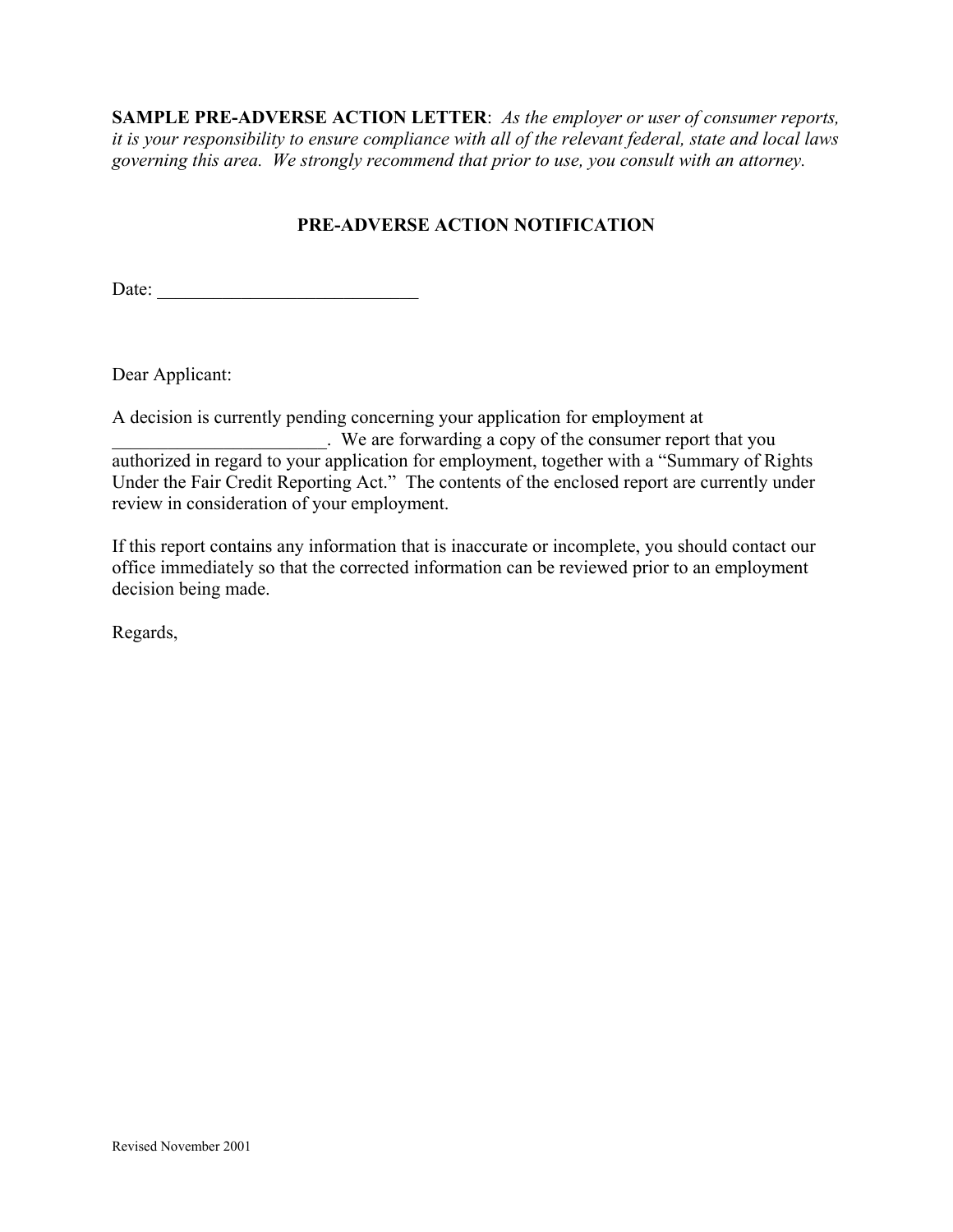**SAMPLE PRE-ADVERSE ACTION LETTER**: *As the employer or user of consumer reports, it is your responsibility to ensure compliance with all of the relevant federal, state and local laws governing this area. We strongly recommend that prior to use, you consult with an attorney.*

## PRE-ADVERSE ACTION NOTIFICATION

Date: ____________________________

Dear Applicant:

A decision is currently pending concerning your application for employment at _______________________. We are forwarding a copy of the consumer report that you authorized in regard to your application for employment, together with a "Summary of Rights Under the Fair Credit Reporting Act." The contents of the enclosed report are currently under review in consideration of your employment.

If this report contains any information that is inaccurate or incomplete, you should contact our office immediately so that the corrected information can be reviewed prior to an employment decision being made.

Regards,

Revised November 2001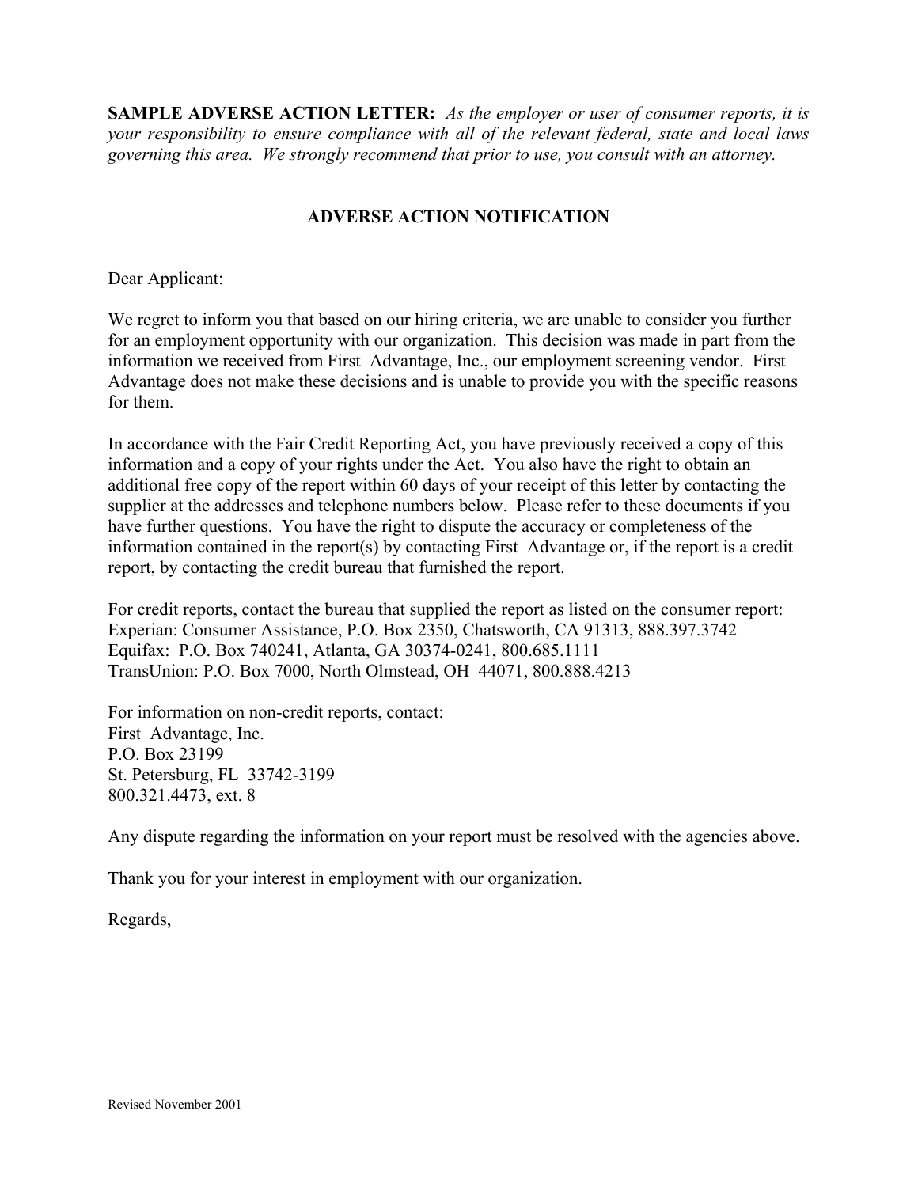**SAMPLE ADVERSE ACTION LETTER:** *As the employer or user of consumer reports, it is your responsibility to ensure compliance with all of the relevant federal, state and local laws governing this area. We strongly recommend that prior to use, you consult with an attorney.*

**ADVERSE ACTION NOTIFICATION**

Dear Applicant:

We regret to inform you that based on our hiring criteria, we are unable to consider you further for an employment opportunity with our organization. This decision was made in part from the information we received from First Advantage, Inc., our employment screening vendor. First Advantage does not make these decisions and is unable to provide you with the specific reasons for them.

In accordance with the Fair Credit Reporting Act, you have previously received a copy of this information and a copy of your rights under the Act. You also have the right to obtain an additional free copy of the report within 60 days of your receipt of this letter by contacting the supplier at the addresses and telephone numbers below. Please refer to these documents if you have further questions. You have the right to dispute the accuracy or completeness of the information contained in the report(s) by contacting First Advantage or, if the report is a credit report, by contacting the credit bureau that furnished the report.

For credit reports, contact the bureau that supplied the report as listed on the consumer report:
Experian: Consumer Assistance, P.O. Box 2350, Chatsworth, CA 91313, 888.397.3742
Equifax: P.O. Box 740241, Atlanta, GA 30374-0241, 800.685.1111
TransUnion: P.O. Box 7000, North Olmstead, OH 44071, 800.888.4213

For information on non-credit reports, contact:
First Advantage, Inc.
P.O. Box 23199
St. Petersburg, FL 33742-3199
800.321.4473, ext. 8

Any dispute regarding the information on your report must be resolved with the agencies above.

Thank you for your interest in employment with our organization.

Regards,

Revised November 2001